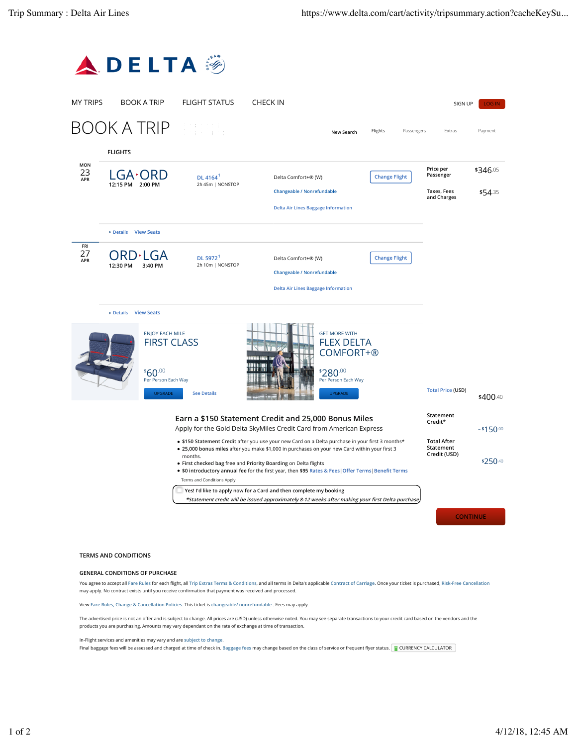# DELTA

MY TRIPS | BOOK A TRIP | FLIGHT STATUS | CHECK IN | SIGN UP | LOG IN

# BOOK A TRIP

New Search | Flights | Passengers | Extras | Payment

## FLIGHTS

**MON 23 APR**

**LGA ‣ ORD**
12:15 PM 2:00 PM

DL 4164[1]
2h 45m | NONSTOP

Delta Comfort+® (W)

Changeable / Nonrefundable

Delta Air Lines Baggage Information

Change Flight

‣ Details View Seats

**FRI 27 APR**

**ORD ‣ LGA**
12:30 PM 3:40 PM

DL 5972[1]
2h 10m | NONSTOP

Delta Comfort+® (W)

Changeable / Nonrefundable

Delta Air Lines Baggage Information

Change Flight

‣ Details View Seats

| | |
|---|---|
| Price per Passenger | $346.05 |
| Taxes, Fees and Charges | $54.35 |
| Total Price (USD) | $400.40 |
| Statement Credit* | -$150.00 |
| Total After Statement Credit (USD) | $250.40 |

ENJOY EACH MILE
**FIRST CLASS**
$60.00
Per Person Each Way
UPGRADE See Details

GET MORE WITH
**FLEX DELTA COMFORT+®**
$280.00
Per Person Each Way
UPGRADE

### Earn a $150 Statement Credit and 25,000 Bonus Miles

Apply for the Gold Delta SkyMiles Credit Card from American Express

- **$150 Statement Credit** after you use your new Card on a Delta purchase in your first 3 months*
- **25,000 bonus miles** after you make $1,000 in purchases on your new Card within your first 3 months.
- **First checked bag free** and **Priority Boarding** on Delta flights
- **$0 introductory annual fee** for the first year, then **$95** Rates & Fees | Offer Terms | Benefit Terms

Terms and Conditions Apply

Yes! I'd like to apply now for a Card and then complete my booking
*Statement credit will be issued approximately 8-12 weeks after making your first Delta purchase*

CONTINUE

## TERMS AND CONDITIONS

### GENERAL CONDITIONS OF PURCHASE

You agree to accept all Fare Rules for each flight, all Trip Extras Terms & Conditions, and all terms in Delta's applicable Contract of Carriage. Once your ticket is purchased, Risk-Free Cancellation may apply. No contract exists until you receive confirmation that payment was received and processed.

View Fare Rules, Change & Cancellation Policies. This ticket is changeable/ nonrefundable . Fees may apply.

The advertised price is not an offer and is subject to change. All prices are (USD) unless otherwise noted. You may see separate transactions to your credit card based on the vendors and the products you are purchasing. Amounts may vary dependant on the rate of exchange at time of transaction.

In-Flight services and amenities may vary and are subject to change.
Final baggage fees will be assessed and charged at time of check in. Baggage fees may change based on the class of service or frequent flyer status. CURRENCY CALCULATOR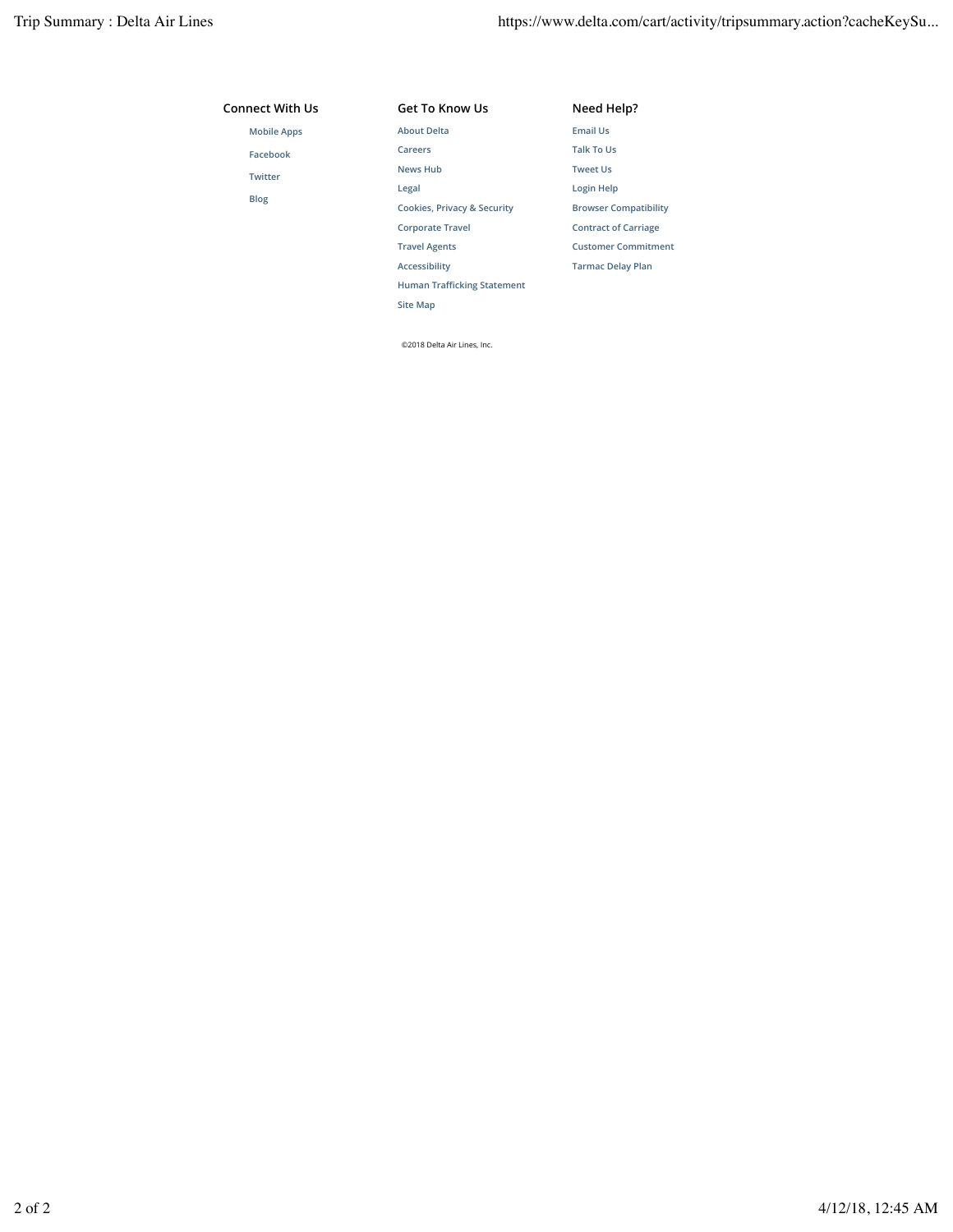### Connect With Us

- Mobile Apps
- Facebook
- Twitter
- Blog

### Get To Know Us

- About Delta
- Careers
- News Hub
- Legal
- Cookies, Privacy & Security
- Corporate Travel
- Travel Agents
- Accessibility
- Human Trafficking Statement
- Site Map

### Need Help?

- Email Us
- Talk To Us
- Tweet Us
- Login Help
- Browser Compatibility
- Contract of Carriage
- Customer Commitment
- Tarmac Delay Plan

©2018 Delta Air Lines, Inc.